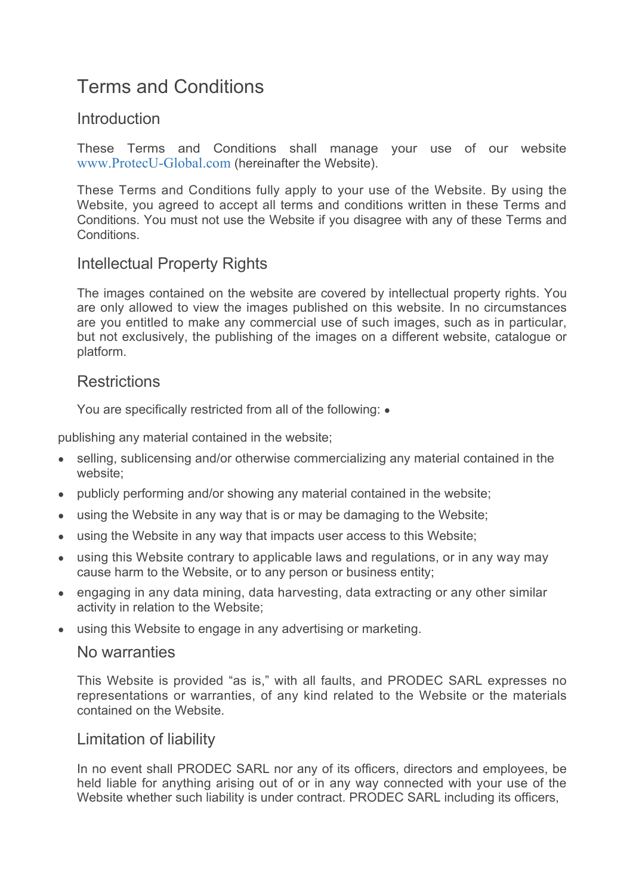# Terms and Conditions

## Introduction

These Terms and Conditions shall manage your use of our website www.ProtecU-Global.com (hereinafter the Website).

These Terms and Conditions fully apply to your use of the Website. By using the Website, you agreed to accept all terms and conditions written in these Terms and Conditions. You must not use the Website if you disagree with any of these Terms and Conditions.

## Intellectual Property Rights

The images contained on the website are covered by intellectual property rights. You are only allowed to view the images published on this website. In no circumstances are you entitled to make any commercial use of such images, such as in particular, but not exclusively, the publishing of the images on a different website, catalogue or platform.

## Restrictions

You are specifically restricted from all of the following:

- publishing any material contained in the website;
- selling, sublicensing and/or otherwise commercializing any material contained in the website;
- publicly performing and/or showing any material contained in the website;
- using the Website in any way that is or may be damaging to the Website;
- using the Website in any way that impacts user access to this Website;
- using this Website contrary to applicable laws and regulations, or in any way may cause harm to the Website, or to any person or business entity;
- engaging in any data mining, data harvesting, data extracting or any other similar activity in relation to the Website;
- using this Website to engage in any advertising or marketing.

## No warranties

This Website is provided "as is," with all faults, and PRODEC SARL expresses no representations or warranties, of any kind related to the Website or the materials contained on the Website.

## Limitation of liability

In no event shall PRODEC SARL nor any of its officers, directors and employees, be held liable for anything arising out of or in any way connected with your use of the Website whether such liability is under contract. PRODEC SARL including its officers,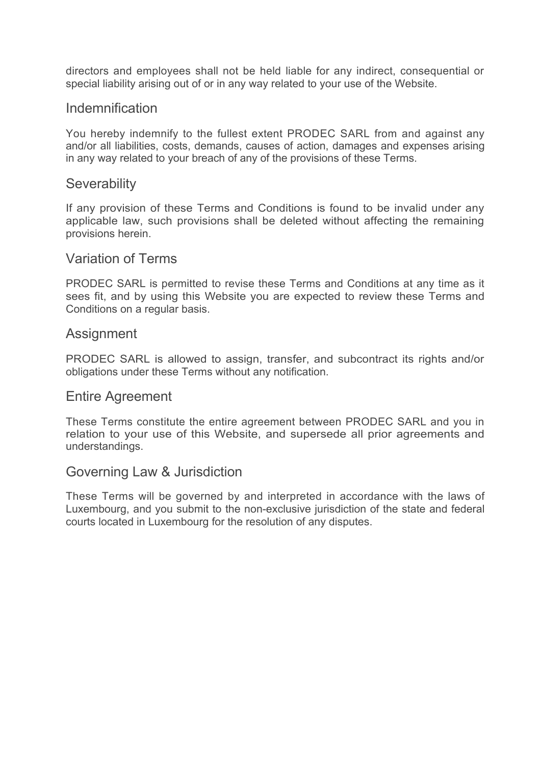directors and employees shall not be held liable for any indirect, consequential or special liability arising out of or in any way related to your use of the Website.

## Indemnification

You hereby indemnify to the fullest extent PRODEC SARL from and against any and/or all liabilities, costs, demands, causes of action, damages and expenses arising in any way related to your breach of any of the provisions of these Terms.

## Severability

If any provision of these Terms and Conditions is found to be invalid under any applicable law, such provisions shall be deleted without affecting the remaining provisions herein.

## Variation of Terms

PRODEC SARL is permitted to revise these Terms and Conditions at any time as it sees fit, and by using this Website you are expected to review these Terms and Conditions on a regular basis.

## Assignment

PRODEC SARL is allowed to assign, transfer, and subcontract its rights and/or obligations under these Terms without any notification.

## Entire Agreement

These Terms constitute the entire agreement between PRODEC SARL and you in relation to your use of this Website, and supersede all prior agreements and understandings.

## Governing Law & Jurisdiction

These Terms will be governed by and interpreted in accordance with the laws of Luxembourg, and you submit to the non-exclusive jurisdiction of the state and federal courts located in Luxembourg for the resolution of any disputes.